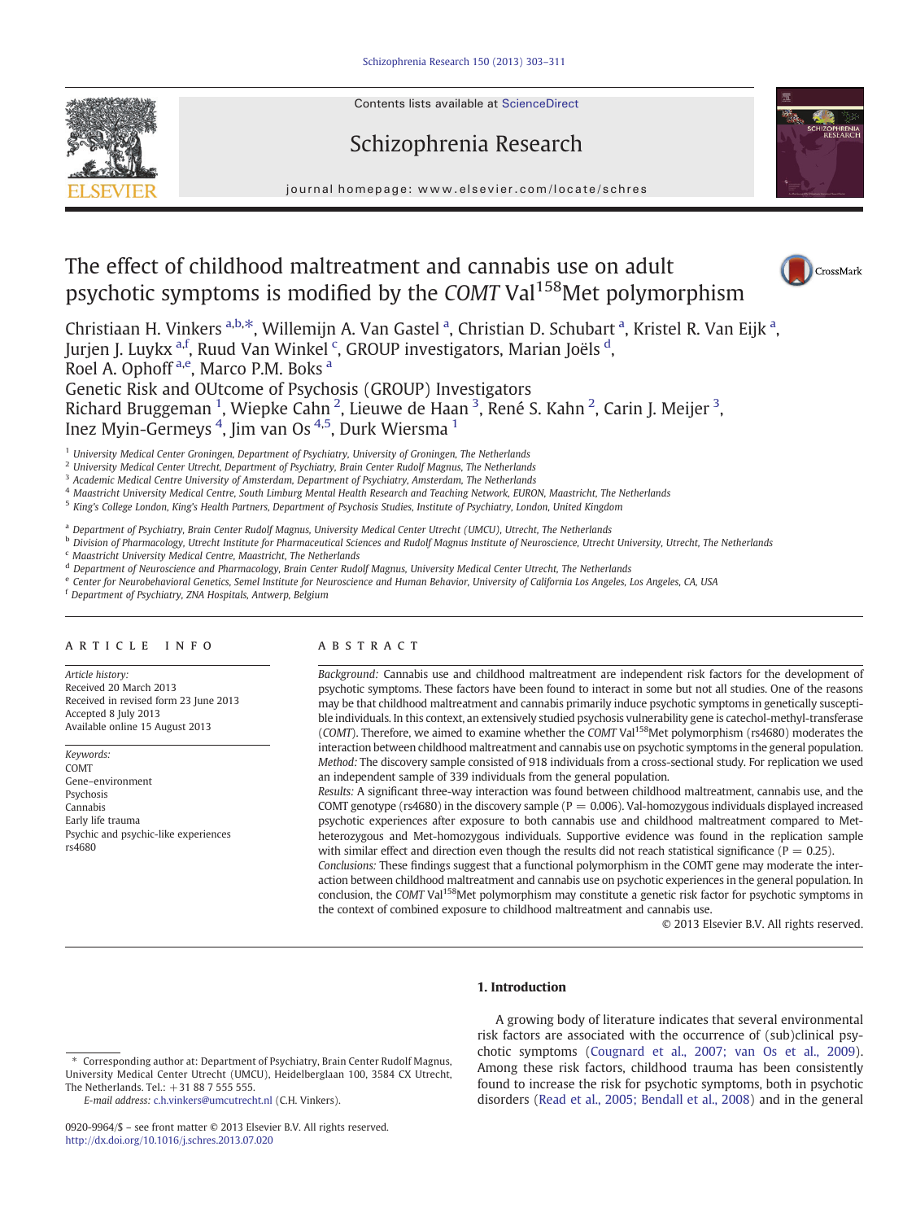# The effect of childhood maltreatment and cannabis use on adult psychotic symptoms is modified by the *COMT* Val[158]Met polymorphism

Christiaan H. Vinkers [a,b,*], Willemijn A. Van Gastel [a], Christian D. Schubart [a], Kristel R. Van Eijk [a], Jurjen J. Luykx [a,f], Ruud Van Winkel [c], GROUP investigators, Marian Joëls [d], Roel A. Ophoff [a,e], Marco P.M. Boks [a]

Genetic Risk and OUtcome of Psychosis (GROUP) Investigators

Richard Bruggeman [1], Wiepke Cahn [2], Lieuwe de Haan [3], René S. Kahn [2], Carin J. Meijer [3], Inez Myin-Germeys [4], Jim van Os [4,5], Durk Wiersma [1]

[1] University Medical Center Groningen, Department of Psychiatry, University of Groningen, The Netherlands
[2] University Medical Center Utrecht, Department of Psychiatry, Brain Center Rudolf Magnus, The Netherlands
[3] Academic Medical Centre University of Amsterdam, Department of Psychiatry, Amsterdam, The Netherlands
[4] Maastricht University Medical Centre, South Limburg Mental Health Research and Teaching Network, EURON, Maastricht, The Netherlands
[5] King's College London, King's Health Partners, Department of Psychosis Studies, Institute of Psychiatry, London, United Kingdom

[a] Department of Psychiatry, Brain Center Rudolf Magnus, University Medical Center Utrecht (UMCU), Utrecht, The Netherlands
[b] Division of Pharmacology, Utrecht Institute for Pharmaceutical Sciences and Rudolf Magnus Institute of Neuroscience, Utrecht University, Utrecht, The Netherlands
[c] Maastricht University Medical Centre, Maastricht, The Netherlands
[d] Department of Neuroscience and Pharmacology, Brain Center Rudolf Magnus, University Medical Center Utrecht, The Netherlands
[e] Center for Neurobehavioral Genetics, Semel Institute for Neuroscience and Human Behavior, University of California Los Angeles, Los Angeles, CA, USA
[f] Department of Psychiatry, ZNA Hospitals, Antwerp, Belgium

## ARTICLE INFO

*Article history:*
Received 20 March 2013
Received in revised form 23 June 2013
Accepted 8 July 2013
Available online 15 August 2013

*Keywords:*
COMT
Gene–environment
Psychosis
Cannabis
Early life trauma
Psychic and psychic-like experiences
rs4680

## ABSTRACT

*Background:* Cannabis use and childhood maltreatment are independent risk factors for the development of psychotic symptoms. These factors have been found to interact in some but not all studies. One of the reasons may be that childhood maltreatment and cannabis primarily induce psychotic symptoms in genetically susceptible individuals. In this context, an extensively studied psychosis vulnerability gene is catechol-methyl-transferase (*COMT*). Therefore, we aimed to examine whether the *COMT* Val[158]Met polymorphism (rs4680) moderates the interaction between childhood maltreatment and cannabis use on psychotic symptoms in the general population.
*Method:* The discovery sample consisted of 918 individuals from a cross-sectional study. For replication we used an independent sample of 339 individuals from the general population.
*Results:* A significant three-way interaction was found between childhood maltreatment, cannabis use, and the COMT genotype (rs4680) in the discovery sample ($P = 0.006$). Val-homozygous individuals displayed increased psychotic experiences after exposure to both cannabis use and childhood maltreatment compared to Met-heterozygous and Met-homozygous individuals. Supportive evidence was found in the replication sample with similar effect and direction even though the results did not reach statistical significance ($P = 0.25$).
*Conclusions:* These findings suggest that a functional polymorphism in the COMT gene may moderate the interaction between childhood maltreatment and cannabis use on psychotic experiences in the general population. In conclusion, the *COMT* Val[158]Met polymorphism may constitute a genetic risk factor for psychotic symptoms in the context of combined exposure to childhood maltreatment and cannabis use.

© 2013 Elsevier B.V. All rights reserved.

## 1. Introduction

A growing body of literature indicates that several environmental risk factors are associated with the occurrence of (sub)clinical psychotic symptoms (Cougnard et al., 2007; van Os et al., 2009). Among these risk factors, childhood trauma has been consistently found to increase the risk for psychotic symptoms, both in psychotic disorders (Read et al., 2005; Bendall et al., 2008) and in the general

\* Corresponding author at: Department of Psychiatry, Brain Center Rudolf Magnus, University Medical Center Utrecht (UMCU), Heidelberglaan 100, 3584 CX Utrecht, The Netherlands. Tel.: +31 88 7 555 555.
*E-mail address:* c.h.vinkers@umcutrecht.nl (C.H. Vinkers).

0920-9964/$ – see front matter © 2013 Elsevier B.V. All rights reserved.
http://dx.doi.org/10.1016/j.schres.2013.07.020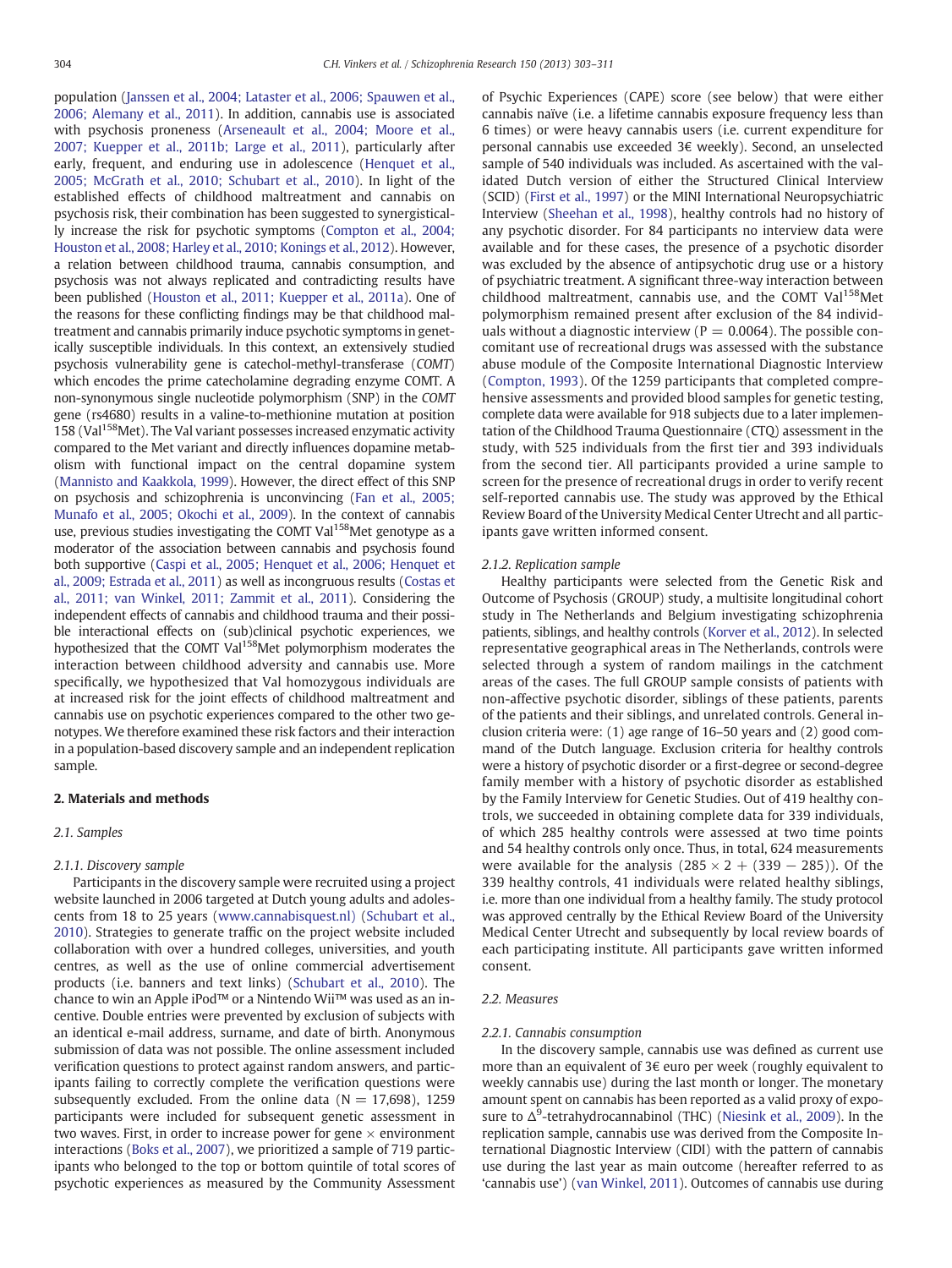population (Janssen et al., 2004; Lataster et al., 2006; Spauwen et al., 2006; Alemany et al., 2011). In addition, cannabis use is associated with psychosis proneness (Arseneault et al., 2004; Moore et al., 2007; Kuepper et al., 2011b; Large et al., 2011), particularly after early, frequent, and enduring use in adolescence (Henquet et al., 2005; McGrath et al., 2010; Schubart et al., 2010). In light of the established effects of childhood maltreatment and cannabis on psychosis risk, their combination has been suggested to synergistically increase the risk for psychotic symptoms (Compton et al., 2004; Houston et al., 2008; Harley et al., 2010; Konings et al., 2012). However, a relation between childhood trauma, cannabis consumption, and psychosis was not always replicated and contradicting results have been published (Houston et al., 2011; Kuepper et al., 2011a). One of the reasons for these conflicting findings may be that childhood maltreatment and cannabis primarily induce psychotic symptoms in genetically susceptible individuals. In this context, an extensively studied psychosis vulnerability gene is catechol-methyl-transferase (*COMT*) which encodes the prime catecholamine degrading enzyme COMT. A non-synonymous single nucleotide polymorphism (SNP) in the *COMT* gene (rs4680) results in a valine-to-methionine mutation at position 158 ($Val^{158}Met$). The Val variant possesses increased enzymatic activity compared to the Met variant and directly influences dopamine metabolism with functional impact on the central dopamine system (Mannisto and Kaakkola, 1999). However, the direct effect of this SNP on psychosis and schizophrenia is unconvincing (Fan et al., 2005; Munafo et al., 2005; Okochi et al., 2009). In the context of cannabis use, previous studies investigating the COMT $Val^{158}Met$ genotype as a moderator of the association between cannabis and psychosis found both supportive (Caspi et al., 2005; Henquet et al., 2006; Henquet et al., 2009; Estrada et al., 2011) as well as incongruous results (Costas et al., 2011; van Winkel, 2011; Zammit et al., 2011). Considering the independent effects of cannabis and childhood trauma and their possible interactional effects on (sub)clinical psychotic experiences, we hypothesized that the COMT $Val^{158}Met$ polymorphism moderates the interaction between childhood adversity and cannabis use. More specifically, we hypothesized that Val homozygous individuals are at increased risk for the joint effects of childhood maltreatment and cannabis use on psychotic experiences compared to the other two genotypes. We therefore examined these risk factors and their interaction in a population-based discovery sample and an independent replication sample.

## 2. Materials and methods

### 2.1. Samples

#### 2.1.1. Discovery sample

Participants in the discovery sample were recruited using a project website launched in 2006 targeted at Dutch young adults and adolescents from 18 to 25 years (www.cannabisquest.nl) (Schubart et al., 2010). Strategies to generate traffic on the project website included collaboration with over a hundred colleges, universities, and youth centres, as well as the use of online commercial advertisement products (i.e. banners and text links) (Schubart et al., 2010). The chance to win an Apple iPod™ or a Nintendo Wii™ was used as an incentive. Double entries were prevented by exclusion of subjects with an identical e-mail address, surname, and date of birth. Anonymous submission of data was not possible. The online assessment included verification questions to protect against random answers, and participants failing to correctly complete the verification questions were subsequently excluded. From the online data ($N = 17{,}698$), 1259 participants were included for subsequent genetic assessment in two waves. First, in order to increase power for gene × environment interactions (Boks et al., 2007), we prioritized a sample of 719 participants who belonged to the top or bottom quintile of total scores of psychotic experiences as measured by the Community Assessment of Psychic Experiences (CAPE) score (see below) that were either cannabis naïve (i.e. a lifetime cannabis exposure frequency less than 6 times) or were heavy cannabis users (i.e. current expenditure for personal cannabis use exceeded 3€ weekly). Second, an unselected sample of 540 individuals was included. As ascertained with the validated Dutch version of either the Structured Clinical Interview (SCID) (First et al., 1997) or the MINI International Neuropsychiatric Interview (Sheehan et al., 1998), healthy controls had no history of any psychotic disorder. For 84 participants no interview data were available and for these cases, the presence of a psychotic disorder was excluded by the absence of antipsychotic drug use or a history of psychiatric treatment. A significant three-way interaction between childhood maltreatment, cannabis use, and the COMT $Val^{158}Met$ polymorphism remained present after exclusion of the 84 individuals without a diagnostic interview ($P = 0.0064$). The possible concomitant use of recreational drugs was assessed with the substance abuse module of the Composite International Diagnostic Interview (Compton, 1993). Of the 1259 participants that completed comprehensive assessments and provided blood samples for genetic testing, complete data were available for 918 subjects due to a later implementation of the Childhood Trauma Questionnaire (CTQ) assessment in the study, with 525 individuals from the first tier and 393 individuals from the second tier. All participants provided a urine sample to screen for the presence of recreational drugs in order to verify recent self-reported cannabis use. The study was approved by the Ethical Review Board of the University Medical Center Utrecht and all participants gave written informed consent.

#### 2.1.2. Replication sample

Healthy participants were selected from the Genetic Risk and Outcome of Psychosis (GROUP) study, a multisite longitudinal cohort study in The Netherlands and Belgium investigating schizophrenia patients, siblings, and healthy controls (Korver et al., 2012). In selected representative geographical areas in The Netherlands, controls were selected through a system of random mailings in the catchment areas of the cases. The full GROUP sample consists of patients with non-affective psychotic disorder, siblings of these patients, parents of the patients and their siblings, and unrelated controls. General inclusion criteria were: (1) age range of 16–50 years and (2) good command of the Dutch language. Exclusion criteria for healthy controls were a history of psychotic disorder or a first-degree or second-degree family member with a history of psychotic disorder as established by the Family Interview for Genetic Studies. Out of 419 healthy controls, we succeeded in obtaining complete data for 339 individuals, of which 285 healthy controls were assessed at two time points and 54 healthy controls only once. Thus, in total, 624 measurements were available for the analysis ($285 \times 2 + (339 - 285)$). Of the 339 healthy controls, 41 individuals were related healthy siblings, i.e. more than one individual from a healthy family. The study protocol was approved centrally by the Ethical Review Board of the University Medical Center Utrecht and subsequently by local review boards of each participating institute. All participants gave written informed consent.

### 2.2. Measures

#### 2.2.1. Cannabis consumption

In the discovery sample, cannabis use was defined as current use more than an equivalent of 3€ euro per week (roughly equivalent to weekly cannabis use) during the last month or longer. The monetary amount spent on cannabis has been reported as a valid proxy of exposure to $\Delta^9$-tetrahydrocannabinol (THC) (Niesink et al., 2009). In the replication sample, cannabis use was derived from the Composite International Diagnostic Interview (CIDI) with the pattern of cannabis use during the last year as main outcome (hereafter referred to as 'cannabis use') (van Winkel, 2011). Outcomes of cannabis use during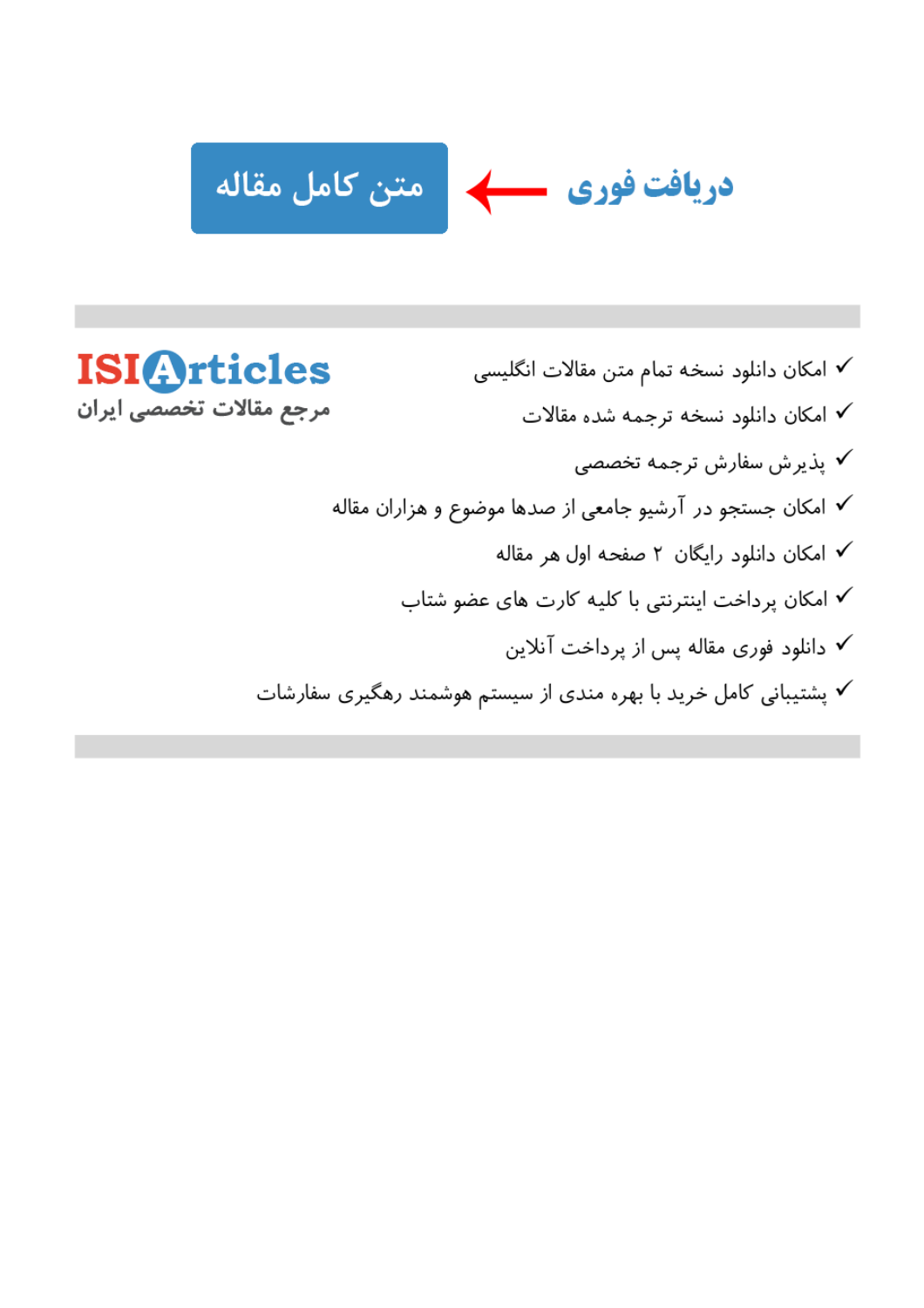دریافت فوری ← متن کامل مقاله

**ISIArticles**
مرجع مقالات تخصصی ایران

- ✓ امکان دانلود نسخه تمام متن مقالات انگلیسی
- ✓ امکان دانلود نسخه ترجمه شده مقالات
- ✓ پذیرش سفارش ترجمه تخصصی
- ✓ امکان جستجو در آرشیو جامعی از صدها موضوع و هزاران مقاله
- ✓ امکان دانلود رایگان ۲ صفحه اول هر مقاله
- ✓ امکان پرداخت اینترنتی با کلیه کارت های عضو شتاب
- ✓ دانلود فوری مقاله پس از پرداخت آنلاین
- ✓ پشتیبانی کامل خرید با بهره مندی از سیستم هوشمند رهگیری سفارشات